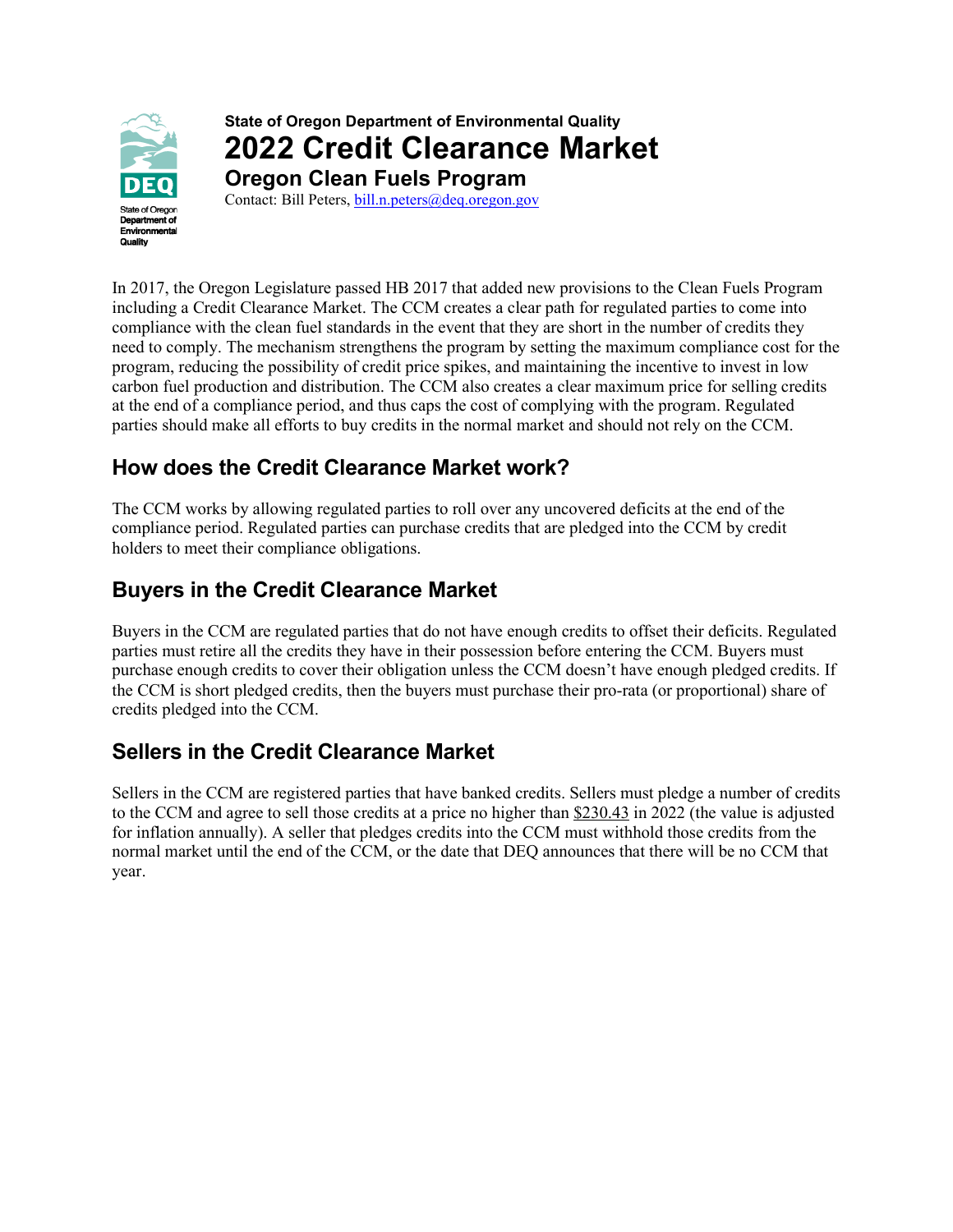**State of Oregon Department of Environmental Quality**

# 2022 Credit Clearance Market

## Oregon Clean Fuels Program

Contact: Bill Peters, bill.n.peters@deq.oregon.gov

In 2017, the Oregon Legislature passed HB 2017 that added new provisions to the Clean Fuels Program including a Credit Clearance Market. The CCM creates a clear path for regulated parties to come into compliance with the clean fuel standards in the event that they are short in the number of credits they need to comply. The mechanism strengthens the program by setting the maximum compliance cost for the program, reducing the possibility of credit price spikes, and maintaining the incentive to invest in low carbon fuel production and distribution. The CCM also creates a clear maximum price for selling credits at the end of a compliance period, and thus caps the cost of complying with the program. Regulated parties should make all efforts to buy credits in the normal market and should not rely on the CCM.

## How does the Credit Clearance Market work?

The CCM works by allowing regulated parties to roll over any uncovered deficits at the end of the compliance period. Regulated parties can purchase credits that are pledged into the CCM by credit holders to meet their compliance obligations.

## Buyers in the Credit Clearance Market

Buyers in the CCM are regulated parties that do not have enough credits to offset their deficits. Regulated parties must retire all the credits they have in their possession before entering the CCM. Buyers must purchase enough credits to cover their obligation unless the CCM doesn't have enough pledged credits. If the CCM is short pledged credits, then the buyers must purchase their pro-rata (or proportional) share of credits pledged into the CCM.

## Sellers in the Credit Clearance Market

Sellers in the CCM are registered parties that have banked credits. Sellers must pledge a number of credits to the CCM and agree to sell those credits at a price no higher than $230.43 in 2022 (the value is adjusted for inflation annually). A seller that pledges credits into the CCM must withhold those credits from the normal market until the end of the CCM, or the date that DEQ announces that there will be no CCM that year.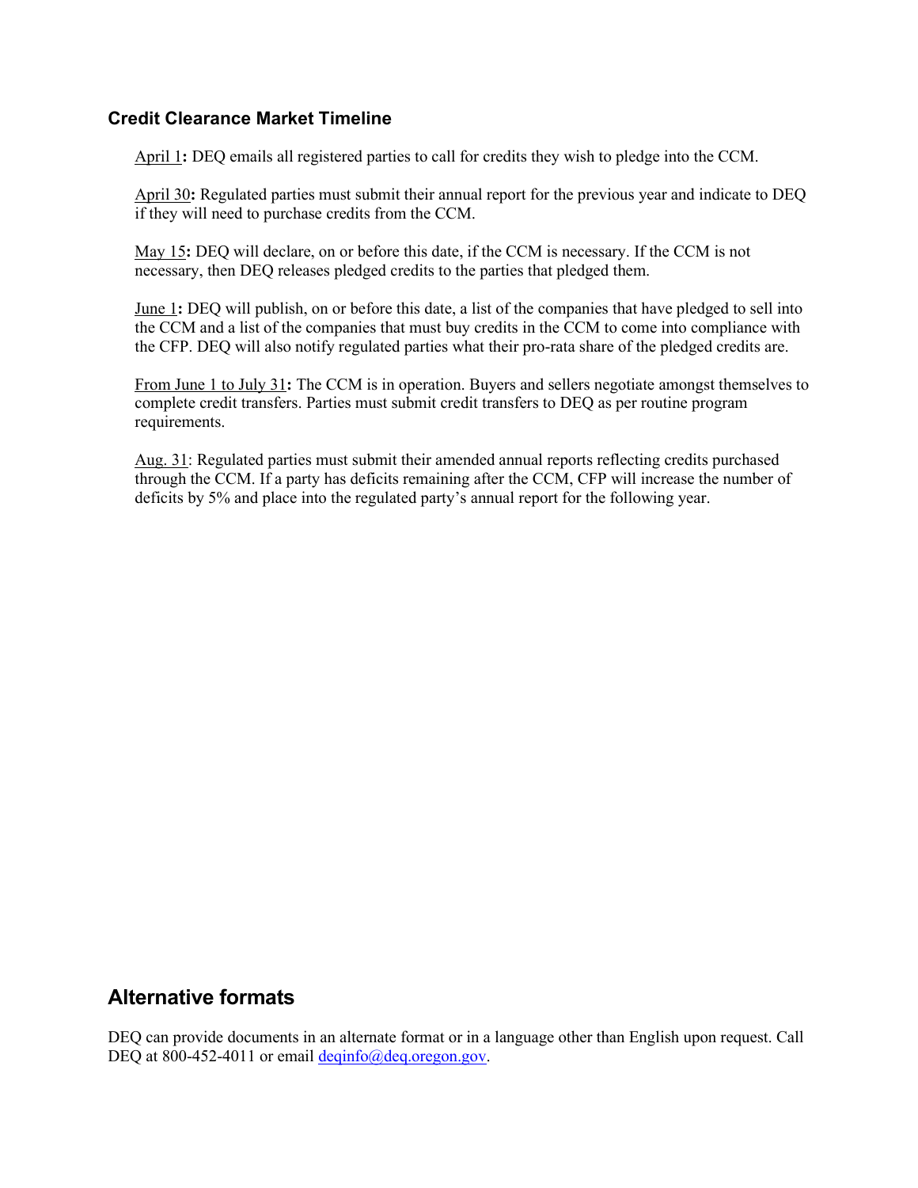### Credit Clearance Market Timeline

April 1**:** DEQ emails all registered parties to call for credits they wish to pledge into the CCM.

April 30**:** Regulated parties must submit their annual report for the previous year and indicate to DEQ if they will need to purchase credits from the CCM.

May 15**:** DEQ will declare, on or before this date, if the CCM is necessary. If the CCM is not necessary, then DEQ releases pledged credits to the parties that pledged them.

June 1**:** DEQ will publish, on or before this date, a list of the companies that have pledged to sell into the CCM and a list of the companies that must buy credits in the CCM to come into compliance with the CFP. DEQ will also notify regulated parties what their pro-rata share of the pledged credits are.

From June 1 to July 31**:** The CCM is in operation. Buyers and sellers negotiate amongst themselves to complete credit transfers. Parties must submit credit transfers to DEQ as per routine program requirements.

Aug. 31: Regulated parties must submit their amended annual reports reflecting credits purchased through the CCM. If a party has deficits remaining after the CCM, CFP will increase the number of deficits by 5% and place into the regulated party's annual report for the following year.

## Alternative formats

DEQ can provide documents in an alternate format or in a language other than English upon request. Call DEQ at 800-452-4011 or email deqinfo@deq.oregon.gov.